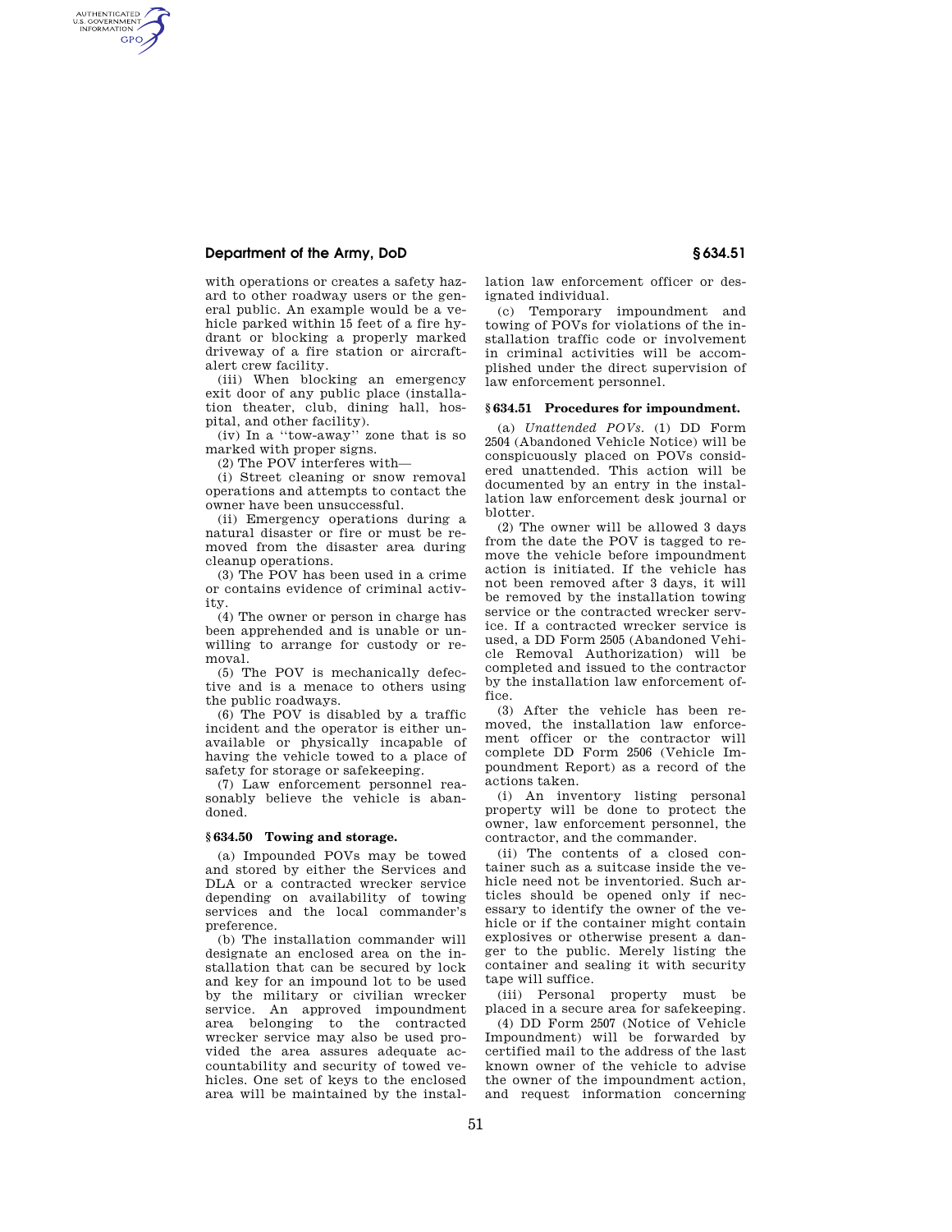with operations or creates a safety hazard to other roadway users or the general public. An example would be a vehicle parked within 15 feet of a fire hydrant or blocking a properly marked driveway of a fire station or aircraft-alert crew facility.

(iii) When blocking an emergency exit door of any public place (installation theater, club, dining hall, hospital, and other facility).

(iv) In a "tow-away" zone that is so marked with proper signs.

(2) The POV interferes with—

(i) Street cleaning or snow removal operations and attempts to contact the owner have been unsuccessful.

(ii) Emergency operations during a natural disaster or fire or must be removed from the disaster area during cleanup operations.

(3) The POV has been used in a crime or contains evidence of criminal activity.

(4) The owner or person in charge has been apprehended and is unable or unwilling to arrange for custody or removal.

(5) The POV is mechanically defective and is a menace to others using the public roadways.

(6) The POV is disabled by a traffic incident and the operator is either unavailable or physically incapable of having the vehicle towed to a place of safety for storage or safekeeping.

(7) Law enforcement personnel reasonably believe the vehicle is abandoned.

## § 634.50 Towing and storage.

(a) Impounded POVs may be towed and stored by either the Services and DLA or a contracted wrecker service depending on availability of towing services and the local commander's preference.

(b) The installation commander will designate an enclosed area on the installation that can be secured by lock and key for an impound lot to be used by the military or civilian wrecker service. An approved impoundment area belonging to the contracted wrecker service may also be used provided the area assures adequate accountability and security of towed vehicles. One set of keys to the enclosed area will be maintained by the installation law enforcement officer or designated individual.

(c) Temporary impoundment and towing of POVs for violations of the installation traffic code or involvement in criminal activities will be accomplished under the direct supervision of law enforcement personnel.

## § 634.51 Procedures for impoundment.

(a) *Unattended POVs.* (1) DD Form 2504 (Abandoned Vehicle Notice) will be conspicuously placed on POVs considered unattended. This action will be documented by an entry in the installation law enforcement desk journal or blotter.

(2) The owner will be allowed 3 days from the date the POV is tagged to remove the vehicle before impoundment action is initiated. If the vehicle has not been removed after 3 days, it will be removed by the installation towing service or the contracted wrecker service. If a contracted wrecker service is used, a DD Form 2505 (Abandoned Vehicle Removal Authorization) will be completed and issued to the contractor by the installation law enforcement office.

(3) After the vehicle has been removed, the installation law enforcement officer or the contractor will complete DD Form 2506 (Vehicle Impoundment Report) as a record of the actions taken.

(i) An inventory listing personal property will be done to protect the owner, law enforcement personnel, the contractor, and the commander.

(ii) The contents of a closed container such as a suitcase inside the vehicle need not be inventoried. Such articles should be opened only if necessary to identify the owner of the vehicle or if the container might contain explosives or otherwise present a danger to the public. Merely listing the container and sealing it with security tape will suffice.

(iii) Personal property must be placed in a secure area for safekeeping.

(4) DD Form 2507 (Notice of Vehicle Impoundment) will be forwarded by certified mail to the address of the last known owner of the vehicle to advise the owner of the impoundment action, and request information concerning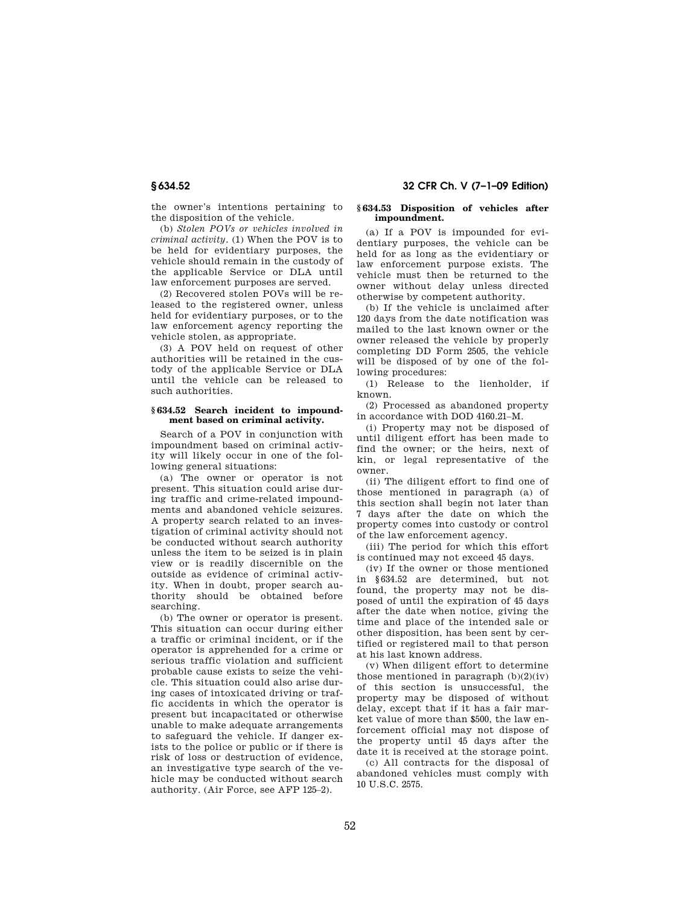the owner's intentions pertaining to the disposition of the vehicle.

(b) *Stolen POVs or vehicles involved in criminal activity*. (1) When the POV is to be held for evidentiary purposes, the vehicle should remain in the custody of the applicable Service or DLA until law enforcement purposes are served.

(2) Recovered stolen POVs will be released to the registered owner, unless held for evidentiary purposes, or to the law enforcement agency reporting the vehicle stolen, as appropriate.

(3) A POV held on request of other authorities will be retained in the custody of the applicable Service or DLA until the vehicle can be released to such authorities.

## § 634.52 Search incident to impoundment based on criminal activity.

Search of a POV in conjunction with impoundment based on criminal activity will likely occur in one of the following general situations:

(a) The owner or operator is not present. This situation could arise during traffic and crime-related impoundments and abandoned vehicle seizures. A property search related to an investigation of criminal activity should not be conducted without search authority unless the item to be seized is in plain view or is readily discernible on the outside as evidence of criminal activity. When in doubt, proper search authority should be obtained before searching.

(b) The owner or operator is present. This situation can occur during either a traffic or criminal incident, or if the operator is apprehended for a crime or serious traffic violation and sufficient probable cause exists to seize the vehicle. This situation could also arise during cases of intoxicated driving or traffic accidents in which the operator is present but incapacitated or otherwise unable to make adequate arrangements to safeguard the vehicle. If danger exists to the police or public or if there is risk of loss or destruction of evidence, an investigative type search of the vehicle may be conducted without search authority. (Air Force, see AFP 125–2).

## § 634.53 Disposition of vehicles after impoundment.

(a) If a POV is impounded for evidentiary purposes, the vehicle can be held for as long as the evidentiary or law enforcement purpose exists. The vehicle must then be returned to the owner without delay unless directed otherwise by competent authority.

(b) If the vehicle is unclaimed after 120 days from the date notification was mailed to the last known owner or the owner released the vehicle by properly completing DD Form 2505, the vehicle will be disposed of by one of the following procedures:

(1) Release to the lienholder, if known.

(2) Processed as abandoned property in accordance with DOD 4160.21–M.

(i) Property may not be disposed of until diligent effort has been made to find the owner; or the heirs, next of kin, or legal representative of the owner.

(ii) The diligent effort to find one of those mentioned in paragraph (a) of this section shall begin not later than 7 days after the date on which the property comes into custody or control of the law enforcement agency.

(iii) The period for which this effort is continued may not exceed 45 days.

(iv) If the owner or those mentioned in §634.52 are determined, but not found, the property may not be disposed of until the expiration of 45 days after the date when notice, giving the time and place of the intended sale or other disposition, has been sent by certified or registered mail to that person at his last known address.

(v) When diligent effort to determine those mentioned in paragraph (b)(2)(iv) of this section is unsuccessful, the property may be disposed of without delay, except that if it has a fair market value of more than $500, the law enforcement official may not dispose of the property until 45 days after the date it is received at the storage point.

(c) All contracts for the disposal of abandoned vehicles must comply with 10 U.S.C. 2575.